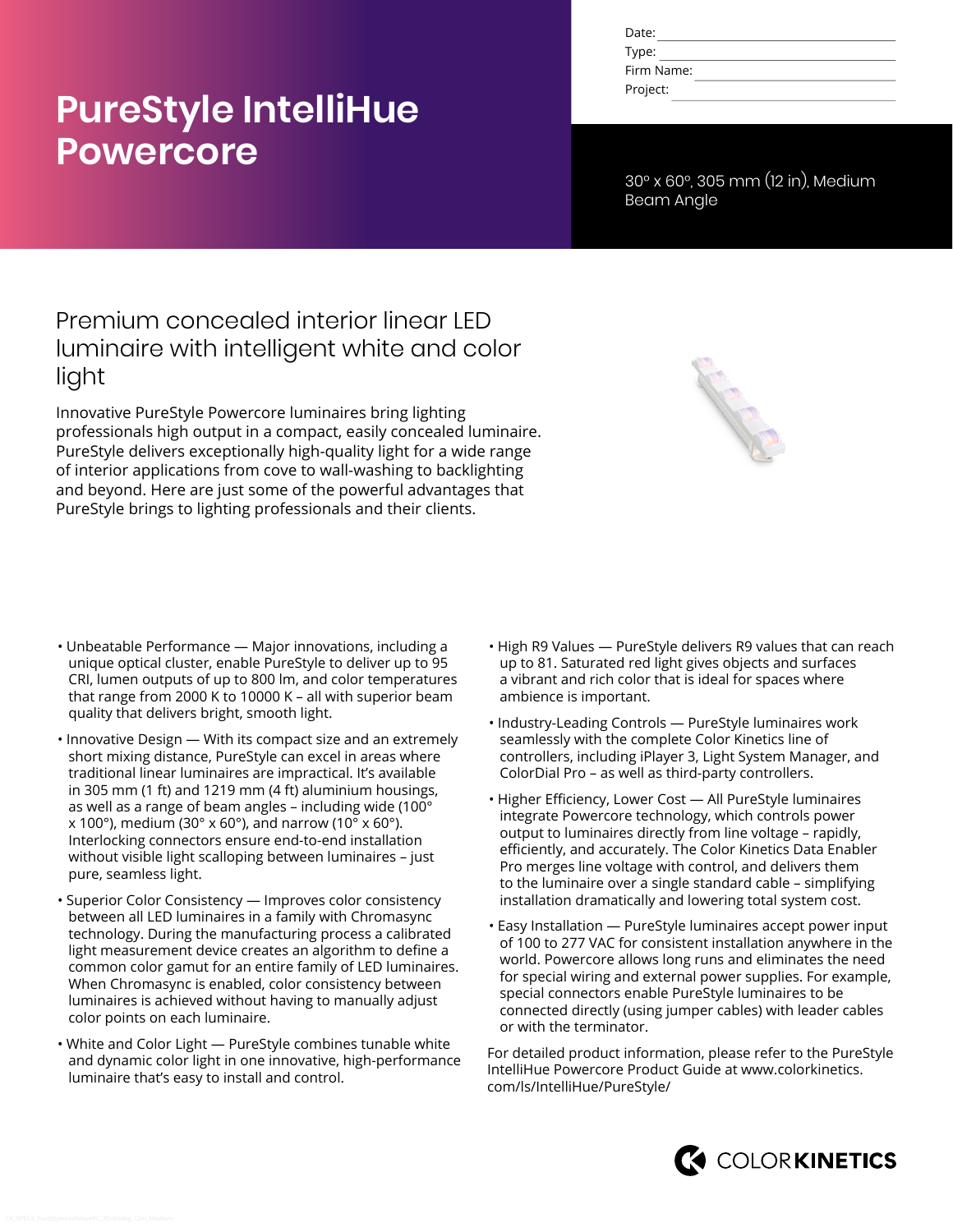# PureStyle IntelliHue Powercore

Date: 
Type: 
Firm Name: 
Project: 

30° x 60°, 305 mm (12 in), Medium Beam Angle

## Premium concealed interior linear LED luminaire with intelligent white and color light

Innovative PureStyle Powercore luminaires bring lighting professionals high output in a compact, easily concealed luminaire. PureStyle delivers exceptionally high-quality light for a wide range of interior applications from cove to wall-washing to backlighting and beyond. Here are just some of the powerful advantages that PureStyle brings to lighting professionals and their clients.

- Unbeatable Performance — Major innovations, including a unique optical cluster, enable PureStyle to deliver up to 95 CRI, lumen outputs of up to 800 lm, and color temperatures that range from 2000 K to 10000 K – all with superior beam quality that delivers bright, smooth light.
- Innovative Design — With its compact size and an extremely short mixing distance, PureStyle can excel in areas where traditional linear luminaires are impractical. It's available in 305 mm (1 ft) and 1219 mm (4 ft) aluminium housings, as well as a range of beam angles – including wide (100° x 100°), medium (30° x 60°), and narrow (10° x 60°). Interlocking connectors ensure end-to-end installation without visible light scalloping between luminaires – just pure, seamless light.
- Superior Color Consistency — Improves color consistency between all LED luminaires in a family with Chromasync technology. During the manufacturing process a calibrated light measurement device creates an algorithm to define a common color gamut for an entire family of LED luminaires. When Chromasync is enabled, color consistency between luminaires is achieved without having to manually adjust color points on each luminaire.
- White and Color Light — PureStyle combines tunable white and dynamic color light in one innovative, high-performance luminaire that's easy to install and control.
- High R9 Values — PureStyle delivers R9 values that can reach up to 81. Saturated red light gives objects and surfaces a vibrant and rich color that is ideal for spaces where ambience is important.
- Industry-Leading Controls — PureStyle luminaires work seamlessly with the complete Color Kinetics line of controllers, including iPlayer 3, Light System Manager, and ColorDial Pro – as well as third-party controllers.
- Higher Efficiency, Lower Cost — All PureStyle luminaires integrate Powercore technology, which controls power output to luminaires directly from line voltage – rapidly, efficiently, and accurately. The Color Kinetics Data Enabler Pro merges line voltage with control, and delivers them to the luminaire over a single standard cable – simplifying installation dramatically and lowering total system cost.
- Easy Installation — PureStyle luminaires accept power input of 100 to 277 VAC for consistent installation anywhere in the world. Powercore allows long runs and eliminates the need for special wiring and external power supplies. For example, special connectors enable PureStyle luminaires to be connected directly (using jumper cables) with leader cables or with the terminator.

For detailed product information, please refer to the PureStyle IntelliHue Powercore Product Guide at www.colorkinetics.com/ls/IntelliHue/PureStyle/

COLORKINETICS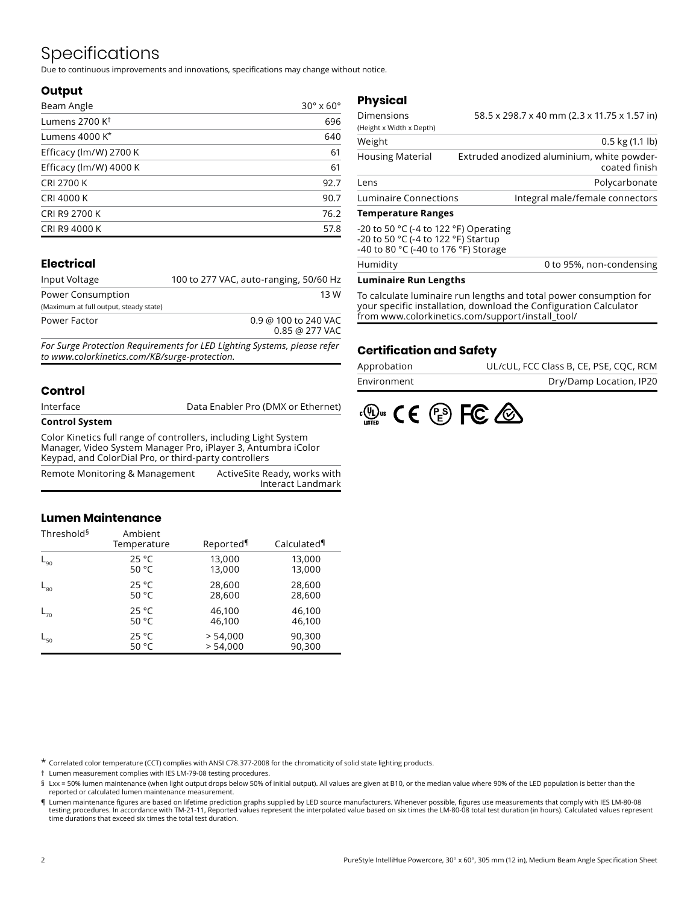# Specifications

Due to continuous improvements and innovations, specifications may change without notice.

## Output

| | |
|---|---|
| Beam Angle | 30° x 60° |
| Lumens 2700 K† | 696 |
| Lumens 4000 K* | 640 |
| Efficacy (lm/W) 2700 K | 61 |
| Efficacy (lm/W) 4000 K | 61 |
| CRI 2700 K | 92.7 |
| CRI 4000 K | 90.7 |
| CRI R9 2700 K | 76.2 |
| CRI R9 4000 K | 57.8 |

## Electrical

| | |
|---|---|
| Input Voltage | 100 to 277 VAC, auto-ranging, 50/60 Hz |
| Power Consumption (Maximum at full output, steady state) | 13 W |
| Power Factor | 0.9 @ 100 to 240 VAC<br>0.85 @ 277 VAC |

*For Surge Protection Requirements for LED Lighting Systems, please refer to www.colorkinetics.com/KB/surge-protection.*

## Control

| | |
|---|---|
| Interface | Data Enabler Pro (DMX or Ethernet) |

**Control System**

Color Kinetics full range of controllers, including Light System Manager, Video System Manager Pro, iPlayer 3, Antumbra iColor Keypad, and ColorDial Pro, or third-party controllers

| | |
|---|---|
| Remote Monitoring & Management | ActiveSite Ready, works with Interact Landmark |

## Lumen Maintenance

| Threshold§ | Ambient Temperature | Reported¶ | Calculated¶ |
|---|---|---|---|
| $L_{90}$ | 25 °C<br>50 °C | 13,000<br>13,000 | 13,000<br>13,000 |
| $L_{80}$ | 25 °C<br>50 °C | 28,600<br>28,600 | 28,600<br>28,600 |
| $L_{70}$ | 25 °C<br>50 °C | 46,100<br>46,100 | 46,100<br>46,100 |
| $L_{50}$ | 25 °C<br>50 °C | > 54,000<br>> 54,000 | 90,300<br>90,300 |

## Physical

| | |
|---|---|
| Dimensions (Height x Width x Depth) | 58.5 x 298.7 x 40 mm (2.3 x 11.75 x 1.57 in) |
| Weight | 0.5 kg (1.1 lb) |
| Housing Material | Extruded anodized aluminium, white powder-coated finish |
| Lens | Polycarbonate |
| Luminaire Connections | Integral male/female connectors |

**Temperature Ranges**

-20 to 50 °C (-4 to 122 °F) Operating
-20 to 50 °C (-4 to 122 °F) Startup
-40 to 80 °C (-40 to 176 °F) Storage

| | |
|---|---|
| Humidity | 0 to 95%, non-condensing |

**Luminaire Run Lengths**

To calculate luminaire run lengths and total power consumption for your specific installation, download the Configuration Calculator from www.colorkinetics.com/support/install_tool/

## Certification and Safety

| | |
|---|---|
| Approbation | UL/cUL, FCC Class B, CE, PSE, CQC, RCM |
| Environment | Dry/Damp Location, IP20 |

* Correlated color temperature (CCT) complies with ANSI C78.377-2008 for the chromaticity of solid state lighting products.

† Lumen measurement complies with IES LM-79-08 testing procedures.

§ Lxx = 50% lumen maintenance (when light output drops below 50% of initial output). All values are given at B10, or the median value where 90% of the LED population is better than the reported or calculated lumen maintenance measurement.

¶ Lumen maintenance figures are based on lifetime prediction graphs supplied by LED source manufacturers. Whenever possible, figures use measurements that comply with IES LM-80-08 testing procedures. In accordance with TM-21-11, Reported values represent the interpolated value based on six times the LM-80-08 total test duration (in hours). Calculated values represent time durations that exceed six times the total test duration.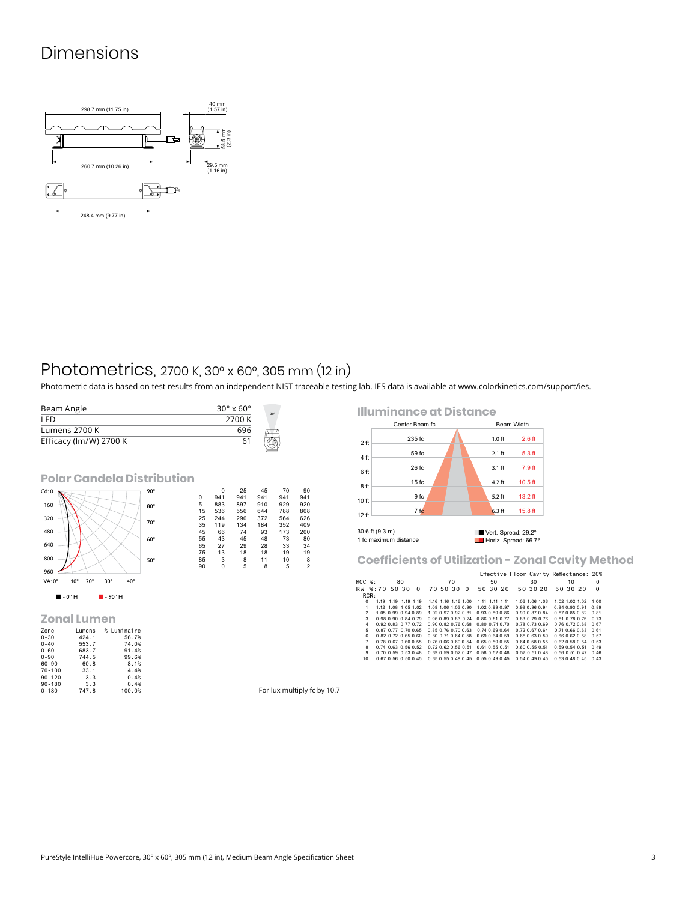# Dimensions

298.7 mm (11.75 in)

40 mm (1.57 in)

58.5 mm (2.3 in)

260.7 mm (10.26 in)

29.5 mm (1.16 in)

248.4 mm (9.77 in)

# Photometrics, 2700 K, 30° x 60°, 305 mm (12 in)

Photometric data is based on test results from an independent NIST traceable testing lab. IES data is available at www.colorkinetics.com/support/ies.

| | |
|---|---|
| Beam Angle | 30° x 60° |
| LED | 2700 K |
| Lumens 2700 K | 696 |
| Efficacy (lm/W) 2700 K | 61 |

## Polar Candela Distribution

■ - 0° H  ■ - 90° H

| | 0 | 25 | 45 | 70 | 90 |
|---|---|---|---|---|---|
| 0 | 941 | 941 | 941 | 941 | 941 |
| 5 | 883 | 897 | 910 | 929 | 920 |
| 15 | 536 | 556 | 644 | 788 | 808 |
| 25 | 244 | 290 | 372 | 564 | 626 |
| 35 | 119 | 134 | 184 | 352 | 409 |
| 45 | 66 | 74 | 93 | 173 | 200 |
| 55 | 43 | 45 | 48 | 73 | 80 |
| 65 | 27 | 29 | 28 | 33 | 34 |
| 75 | 13 | 18 | 18 | 19 | 19 |
| 85 | 3 | 8 | 11 | 10 | 8 |
| 90 | 0 | 5 | 8 | 5 | 2 |

## Zonal Lumen

| Zone | Lumens | % Luminaire |
|---|---|---|
| 0-30 | 424.1 | 56.7% |
| 0-40 | 553.7 | 74.0% |
| 0-60 | 683.7 | 91.4% |
| 0-90 | 744.5 | 99.6% |
| 60-90 | 60.8 | 8.1% |
| 70-100 | 33.1 | 4.4% |
| 90-120 | 3.3 | 0.4% |
| 90-180 | 3.3 | 0.4% |
| 0-180 | 747.8 | 100.0% |

## Illuminance at Distance

| Distance | Center Beam fc | Beam Width (Vert.) | Beam Width (Horiz.) |
|---|---|---|---|
| 2 ft | 235 fc | 1.0 ft | 2.6 ft |
| 4 ft | 59 fc | 2.1 ft | 5.3 ft |
| 6 ft | 26 fc | 3.1 ft | 7.9 ft |
| 8 ft | 15 fc | 4.2 ft | 10.5 ft |
| 10 ft | 9 fc | 5.2 ft | 13.2 ft |
| 12 ft | 7 fc | 6.3 ft | 15.8 ft |

30.6 ft (9.3 m)
1 fc maximum distance

Vert. Spread: 29.2°
Horiz. Spread: 66.7°

For lux multiply fc by 10.7

## Coefficients of Utilization - Zonal Cavity Method

Effective Floor Cavity Reflectance: 20%

| RCC %: | 80 | | | | 70 | | | | 50 | | | 30 | | | 10 | | | 0 |
|---|---|---|---|---|---|---|---|---|---|---|---|---|---|---|---|---|---|---|
| RW %: | 70 | 50 | 30 | 0 | 70 | 50 | 30 | 0 | 50 | 30 | 20 | 50 | 30 | 20 | 50 | 30 | 20 | 0 |
| RCR: 0 | 1.19 | 1.19 | 1.19 | 1.19 | 1.16 | 1.16 | 1.16 | 1.00 | 1.11 | 1.11 | 1.11 | 1.06 | 1.06 | 1.06 | 1.02 | 1.02 | 1.02 | 1.00 |
| 1 | 1.12 | 1.08 | 1.05 | 1.02 | 1.09 | 1.06 | 1.03 | 0.90 | 1.02 | 0.99 | 0.97 | 0.98 | 0.96 | 0.94 | 0.94 | 0.93 | 0.91 | 0.89 |
| 2 | 1.05 | 0.99 | 0.94 | 0.89 | 1.02 | 0.97 | 0.92 | 0.81 | 0.93 | 0.89 | 0.86 | 0.90 | 0.87 | 0.84 | 0.87 | 0.85 | 0.82 | 0.81 |
| 3 | 0.98 | 0.90 | 0.84 | 0.79 | 0.96 | 0.89 | 0.83 | 0.74 | 0.86 | 0.81 | 0.77 | 0.83 | 0.79 | 0.76 | 0.81 | 0.78 | 0.75 | 0.73 |
| 4 | 0.92 | 0.83 | 0.77 | 0.72 | 0.90 | 0.82 | 0.76 | 0.68 | 0.80 | 0.74 | 0.70 | 0.78 | 0.73 | 0.69 | 0.76 | 0.72 | 0.68 | 0.67 |
| 5 | 0.87 | 0.77 | 0.70 | 0.65 | 0.85 | 0.76 | 0.70 | 0.63 | 0.74 | 0.69 | 0.64 | 0.72 | 0.67 | 0.64 | 0.71 | 0.66 | 0.63 | 0.61 |
| 6 | 0.82 | 0.72 | 0.65 | 0.60 | 0.80 | 0.71 | 0.64 | 0.58 | 0.69 | 0.64 | 0.59 | 0.68 | 0.63 | 0.59 | 0.66 | 0.62 | 0.58 | 0.57 |
| 7 | 0.78 | 0.67 | 0.60 | 0.55 | 0.76 | 0.66 | 0.60 | 0.54 | 0.65 | 0.59 | 0.55 | 0.64 | 0.58 | 0.55 | 0.62 | 0.58 | 0.54 | 0.53 |
| 8 | 0.74 | 0.63 | 0.56 | 0.52 | 0.72 | 0.62 | 0.56 | 0.51 | 0.61 | 0.55 | 0.51 | 0.60 | 0.55 | 0.51 | 0.59 | 0.54 | 0.51 | 0.49 |
| 9 | 0.70 | 0.59 | 0.53 | 0.48 | 0.69 | 0.59 | 0.52 | 0.47 | 0.58 | 0.52 | 0.48 | 0.57 | 0.51 | 0.48 | 0.56 | 0.51 | 0.47 | 0.46 |
| 10 | 0.67 | 0.56 | 0.50 | 0.45 | 0.65 | 0.55 | 0.49 | 0.45 | 0.55 | 0.49 | 0.45 | 0.54 | 0.49 | 0.45 | 0.53 | 0.48 | 0.45 | 0.43 |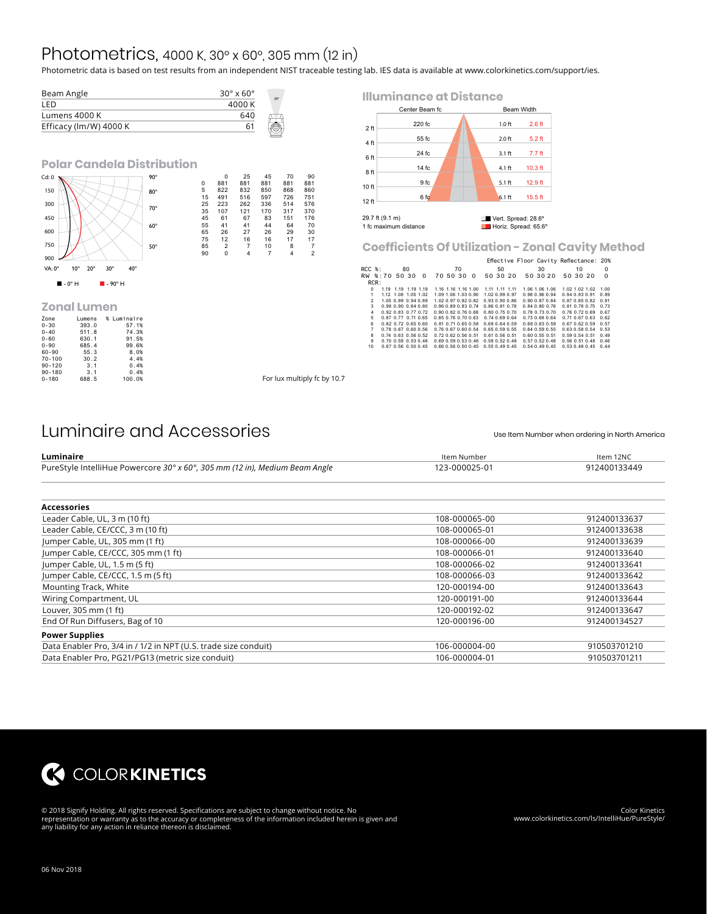# Photometrics, 4000 K, 30° x 60°, 305 mm (12 in)

Photometric data is based on test results from an independent NIST traceable testing lab. IES data is available at www.colorkinetics.com/support/ies.

| | |
|---|---|
| Beam Angle | 30° x 60° |
| LED | 4000 K |
| Lumens 4000 K | 640 |
| Efficacy (lm/W) 4000 K | 61 |

## Polar Candela Distribution

Cd: 0
150
300
450
600
750
900
VA: 0° 10° 20° 30° 40°
90° 80° 70° 60° 50°
■ - 0° H ■ - 90° H

| | 0 | 25 | 45 | 70 | 90 |
|---|---|---|---|---|---|
| 0 | 881 | 881 | 881 | 881 | 881 |
| 5 | 822 | 832 | 850 | 868 | 860 |
| 15 | 491 | 516 | 597 | 726 | 751 |
| 25 | 223 | 262 | 336 | 514 | 576 |
| 35 | 107 | 121 | 170 | 317 | 370 |
| 45 | 61 | 67 | 83 | 151 | 176 |
| 55 | 41 | 41 | 44 | 64 | 70 |
| 65 | 26 | 27 | 26 | 29 | 30 |
| 75 | 12 | 16 | 16 | 17 | 17 |
| 85 | 2 | 7 | 10 | 8 | 7 |
| 90 | 0 | 4 | 7 | 4 | 2 |

## Zonal Lumen

| Zone | Lumens | % Luminaire |
|---|---|---|
| 0-30 | 393.0 | 57.1% |
| 0-40 | 511.8 | 74.3% |
| 0-60 | 630.1 | 91.5% |
| 0-90 | 685.4 | 99.6% |
| 60-90 | 55.3 | 8.0% |
| 70-100 | 30.2 | 4.4% |
| 90-120 | 3.1 | 0.4% |
| 90-180 | 3.1 | 0.4% |
| 0-180 | 688.5 | 100.0% |

For lux multiply fc by 10.7

## Illuminance at Distance

Center Beam fc — Beam Width

2 ft: 220 fc — 1.0 ft, 2.6 ft
4 ft: 55 fc — 2.0 ft, 5.2 ft
6 ft: 24 fc — 3.1 ft, 7.7 ft
8 ft: 14 fc — 4.1 ft, 10.3 ft
10 ft: 9 fc — 5.1 ft, 12.9 ft
12 ft: 6 fc — 6.1 ft, 15.5 ft

29.7 ft (9.1 m)
1 fc maximum distance

Vert. Spread: 28.6°
Horiz. Spread: 65.6°

## Coefficients Of Utilization - Zonal Cavity Method

Effective Floor Cavity Reflectance: 20%

| RCC %: | 80 | | | | 70 | | | | 50 | | | 30 | | | 10 | | | 0 |
|---|---|---|---|---|---|---|---|---|---|---|---|---|---|---|---|---|---|---|
| RW %: | 70 | 50 | 30 | 0 | 70 | 50 | 30 | 0 | 50 | 30 | 20 | 50 | 30 | 20 | 50 | 30 | 20 | 0 |
| RCR: | | | | | | | | | | | | | | | | | | |
| 0 | 1.19 | 1.19 | 1.19 | 1.19 | 1.16 | 1.16 | 1.16 | 1.00 | 1.11 | 1.11 | 1.11 | 1.06 | 1.06 | 1.06 | 1.02 | 1.02 | 1.02 | 1.00 |
| 1 | 1.12 | 1.08 | 1.05 | 1.02 | 1.09 | 1.06 | 1.03 | 0.90 | 1.02 | 0.99 | 0.97 | 0.98 | 0.96 | 0.94 | 0.94 | 0.93 | 0.91 | 0.89 |
| 2 | 1.05 | 0.99 | 0.94 | 0.89 | 1.02 | 0.97 | 0.92 | 0.82 | 0.93 | 0.90 | 0.86 | 0.90 | 0.87 | 0.84 | 0.87 | 0.85 | 0.82 | 0.81 |
| 3 | 0.98 | 0.90 | 0.84 | 0.80 | 0.96 | 0.89 | 0.83 | 0.74 | 0.86 | 0.81 | 0.78 | 0.84 | 0.80 | 0.76 | 0.81 | 0.78 | 0.75 | 0.73 |
| 4 | 0.92 | 0.83 | 0.77 | 0.72 | 0.90 | 0.82 | 0.76 | 0.68 | 0.80 | 0.75 | 0.70 | 0.78 | 0.73 | 0.70 | 0.76 | 0.72 | 0.69 | 0.67 |
| 5 | 0.87 | 0.77 | 0.71 | 0.65 | 0.85 | 0.76 | 0.70 | 0.63 | 0.74 | 0.69 | 0.64 | 0.73 | 0.68 | 0.64 | 0.71 | 0.67 | 0.63 | 0.62 |
| 6 | 0.82 | 0.72 | 0.65 | 0.60 | 0.81 | 0.71 | 0.65 | 0.58 | 0.69 | 0.64 | 0.59 | 0.68 | 0.63 | 0.59 | 0.67 | 0.62 | 0.59 | 0.57 |
| 7 | 0.78 | 0.67 | 0.60 | 0.56 | 0.76 | 0.67 | 0.60 | 0.54 | 0.65 | 0.59 | 0.55 | 0.64 | 0.59 | 0.55 | 0.63 | 0.58 | 0.54 | 0.53 |
| 8 | 0.74 | 0.63 | 0.56 | 0.52 | 0.72 | 0.62 | 0.56 | 0.51 | 0.61 | 0.56 | 0.51 | 0.60 | 0.55 | 0.51 | 0.59 | 0.54 | 0.51 | 0.49 |
| 9 | 0.70 | 0.59 | 0.53 | 0.48 | 0.69 | 0.59 | 0.53 | 0.48 | 0.58 | 0.52 | 0.48 | 0.57 | 0.52 | 0.48 | 0.56 | 0.51 | 0.48 | 0.46 |
| 10 | 0.67 | 0.56 | 0.50 | 0.45 | 0.66 | 0.56 | 0.50 | 0.45 | 0.55 | 0.49 | 0.45 | 0.54 | 0.49 | 0.45 | 0.53 | 0.48 | 0.45 | 0.44 |

# Luminaire and Accessories

Use Item Number when ordering in North America

| Luminaire | Item Number | Item 12NC |
|---|---|---|
| PureStyle IntelliHue Powercore *30° x 60°, 305 mm (12 in), Medium Beam Angle* | 123-000025-01 | 912400133449 |

| Accessories | | |
|---|---|---|
| Leader Cable, UL, 3 m (10 ft) | 108-000065-00 | 912400133637 |
| Leader Cable, CE/CCC, 3 m (10 ft) | 108-000065-01 | 912400133638 |
| Jumper Cable, UL, 305 mm (1 ft) | 108-000066-00 | 912400133639 |
| Jumper Cable, CE/CCC, 305 mm (1 ft) | 108-000066-01 | 912400133640 |
| Jumper Cable, UL, 1.5 m (5 ft) | 108-000066-02 | 912400133641 |
| Jumper Cable, CE/CCC, 1.5 m (5 ft) | 108-000066-03 | 912400133642 |
| Mounting Track, White | 120-000194-00 | 912400133643 |
| Wiring Compartment, UL | 120-000191-00 | 912400133644 |
| Louver, 305 mm (1 ft) | 120-000192-02 | 912400133647 |
| End Of Run Diffusers, Bag of 10 | 120-000196-00 | 912400134527 |
| **Power Supplies** | | |
| Data Enabler Pro, 3/4 in / 1/2 in NPT (U.S. trade size conduit) | 106-000004-00 | 910503701210 |
| Data Enabler Pro, PG21/PG13 (metric size conduit) | 106-000004-01 | 910503701211 |

COLOR KINETICS

© 2018 Signify Holding. All rights reserved. Specifications are subject to change without notice. No representation or warranty as to the accuracy or completeness of the information included herein is given and any liability for any action in reliance thereon is disclaimed.

Color Kinetics
www.colorkinetics.com/ls/IntelliHue/PureStyle/

06 Nov 2018